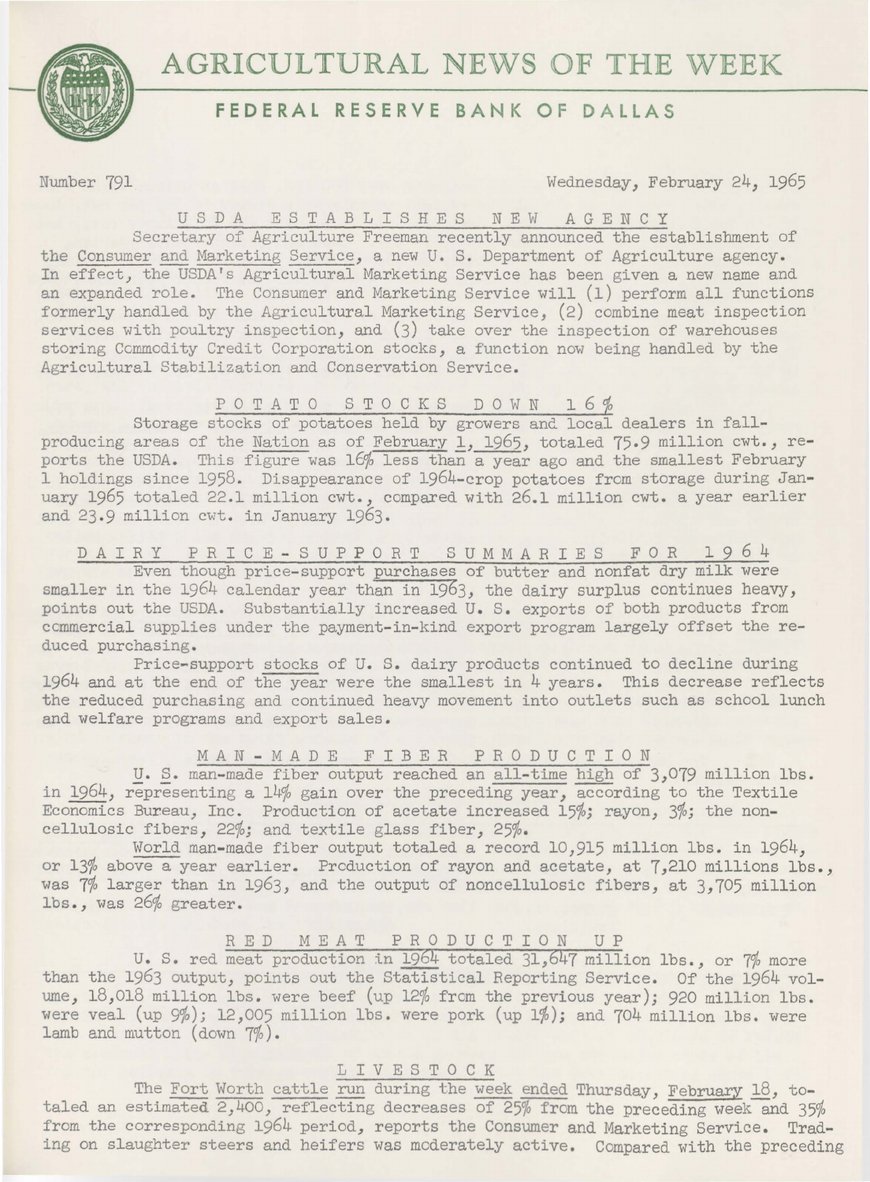# AGRICULTURAL NEWS OF THE WEEK

## FEDERAL RESERVE BANK OF DALLAS

Number 791 Wednesday, February 24, 1965

### U S D A E S T A B L I S H E S N E W A G E N C Y

Secretary of Agriculture Freeman recently announced the establishment of the Consumer and Marketing Service, a new U. S. Department of Agriculture agency. In effect, the USDA's Agricultural Marketing Service has been given a new name and an expanded role. The Consumer and Marketing Service will (1) perform all functions formerly handled by the Agricultural Marketing Service, (2) combine meat inspection services with poultry inspection, and (3) take over the inspection of warehouses storing Commodity Credit Corporation stocks, a function now being handled by the Agricultural Stabilization and Conservation Service.

### P O T A T O S T O C K S D O W N 1 6 %

Storage stocks of potatoes held by growers and local dealers in fall-producing areas of the Nation as of February 1, 1965, totaled 75.9 million cwt., reports the USDA. This figure was 16% less than a year ago and the smallest February 1 holdings since 1958. Disappearance of 1964-crop potatoes from storage during January 1965 totaled 22.1 million cwt., compared with 26.1 million cwt. a year earlier and 23.9 million cwt. in January 1963.

### D A I R Y P R I C E - S U P P O R T S U M M A R I E S F O R 1 9 6 4

Even though price-support purchases of butter and nonfat dry milk were smaller in the 1964 calendar year than in 1963, the dairy surplus continues heavy, points out the USDA. Substantially increased U. S. exports of both products from commercial supplies under the payment-in-kind export program largely offset the reduced purchasing.

Price-support stocks of U. S. dairy products continued to decline during 1964 and at the end of the year were the smallest in 4 years. This decrease reflects the reduced purchasing and continued heavy movement into outlets such as school lunch and welfare programs and export sales.

### M A N - M A D E F I B E R P R O D U C T I O N

U. S. man-made fiber output reached an all-time high of 3,079 million lbs. in 1964, representing a 14% gain over the preceding year, according to the Textile Economics Bureau, Inc. Production of acetate increased 15%; rayon, 3%; the noncellulosic fibers, 22%; and textile glass fiber, 25%.

World man-made fiber output totaled a record 10,915 million lbs. in 1964, or 13% above a year earlier. Production of rayon and acetate, at 7,210 millions lbs., was 7% larger than in 1963, and the output of noncellulosic fibers, at 3,705 million lbs., was 26% greater.

### R E D M E A T P R O D U C T I O N U P

U. S. red meat production in 1964 totaled 31,647 million lbs., or 7% more than the 1963 output, points out the Statistical Reporting Service. Of the 1964 volume, 18,018 million lbs. were beef (up 12% from the previous year); 920 million lbs. were veal (up 9%); 12,005 million lbs. were pork (up 1%); and 704 million lbs. were lamb and mutton (down 7%).

### L I V E S T O C K

The Fort Worth cattle run during the week ended Thursday, February 18, totaled an estimated 2,400, reflecting decreases of 25% from the preceding week and 35% from the corresponding 1964 period, reports the Consumer and Marketing Service. Trading on slaughter steers and heifers was moderately active. Compared with the preceding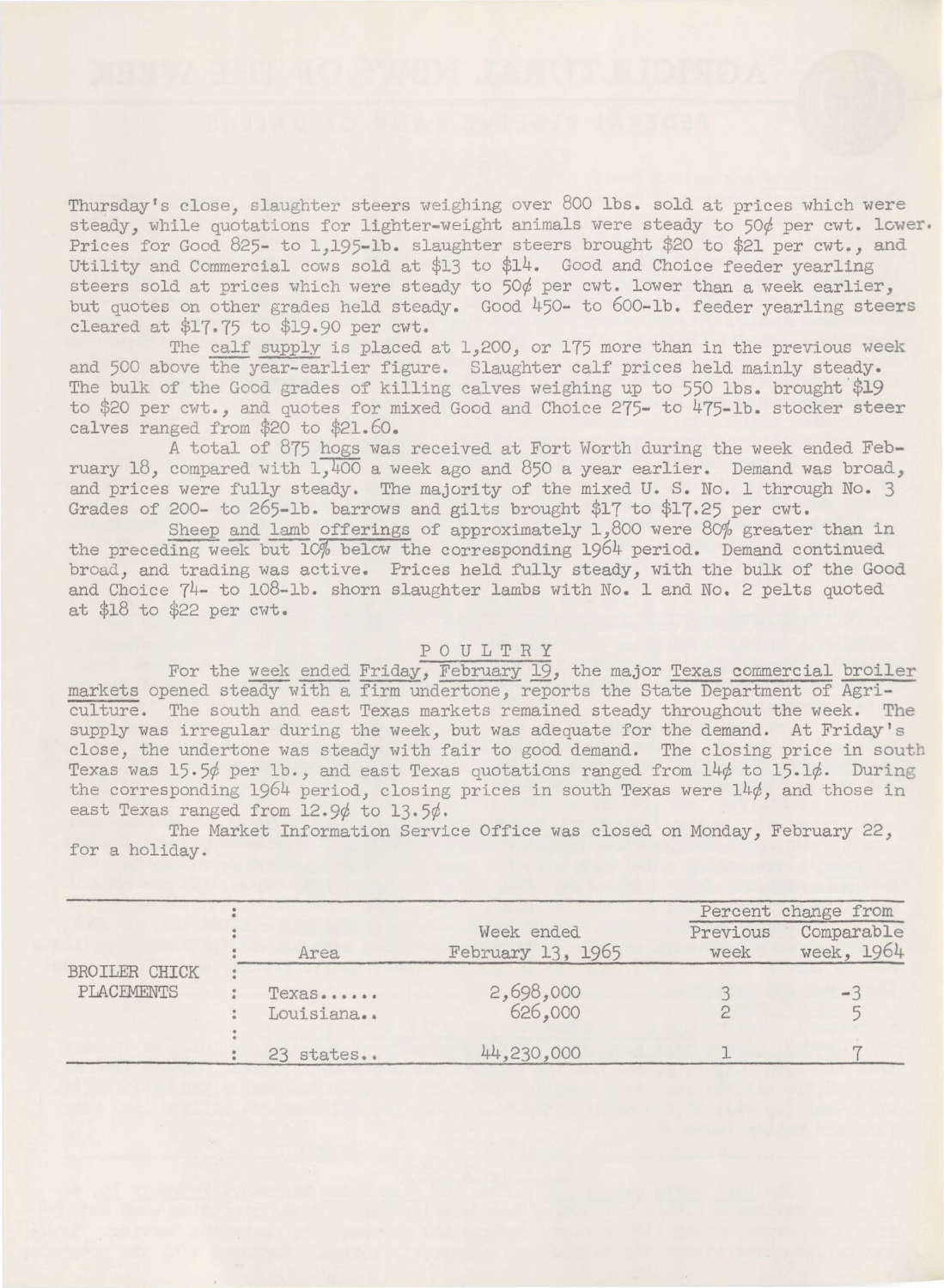Thursday's close, slaughter steers weighing over 800 lbs. sold at prices which were steady, while quotations for lighter-weight animals were steady to 50¢ per cwt. lower. Prices for Good 825- to 1,195-lb. slaughter steers brought $20 to $21 per cwt., and Utility and Commercial cows sold at $13 to $14. Good and Choice feeder yearling steers sold at prices which were steady to 50¢ per cwt. lower than a week earlier, but quotes on other grades held steady. Good 450- to 600-lb. feeder yearling steers cleared at $17.75 to $19.90 per cwt.

The calf supply is placed at 1,200, or 175 more than in the previous week and 500 above the year-earlier figure. Slaughter calf prices held mainly steady. The bulk of the Good grades of killing calves weighing up to 550 lbs. brought $19 to $20 per cwt., and quotes for mixed Good and Choice 275- to 475-lb. stocker steer calves ranged from $20 to $21.60.

A total of 875 hogs was received at Fort Worth during the week ended February 18, compared with 1,400 a week ago and 850 a year earlier. Demand was broad, and prices were fully steady. The majority of the mixed U. S. No. 1 through No. 3 Grades of 200- to 265-lb. barrows and gilts brought $17 to $17.25 per cwt.

Sheep and lamb offerings of approximately 1,800 were 80% greater than in the preceding week but 10% below the corresponding 1964 period. Demand continued broad, and trading was active. Prices held fully steady, with the bulk of the Good and Choice 74- to 108-lb. shorn slaughter lambs with No. 1 and No. 2 pelts quoted at $18 to $22 per cwt.

## POULTRY

For the week ended Friday, February 19, the major Texas commercial broiler markets opened steady with a firm undertone, reports the State Department of Agriculture. The south and east Texas markets remained steady throughout the week. The supply was irregular during the week, but was adequate for the demand. At Friday's close, the undertone was steady with fair to good demand. The closing price in south Texas was 15.5¢ per lb., and east Texas quotations ranged from 14¢ to 15.1¢. During the corresponding 1964 period, closing prices in south Texas were 14¢, and those in east Texas ranged from 12.9¢ to 13.5¢.

The Market Information Service Office was closed on Monday, February 22, for a holiday.

| | Area | Week ended February 13, 1965 | Percent change from Previous week | Percent change from Comparable week, 1964 |
|---|---|---|---|---|
| BROILER CHICK PLACEMENTS | Texas...... | 2,698,000 | 3 | -3 |
| | Louisiana.. | 626,000 | 2 | 5 |
| | 23 states.. | 44,230,000 | 1 | 7 |